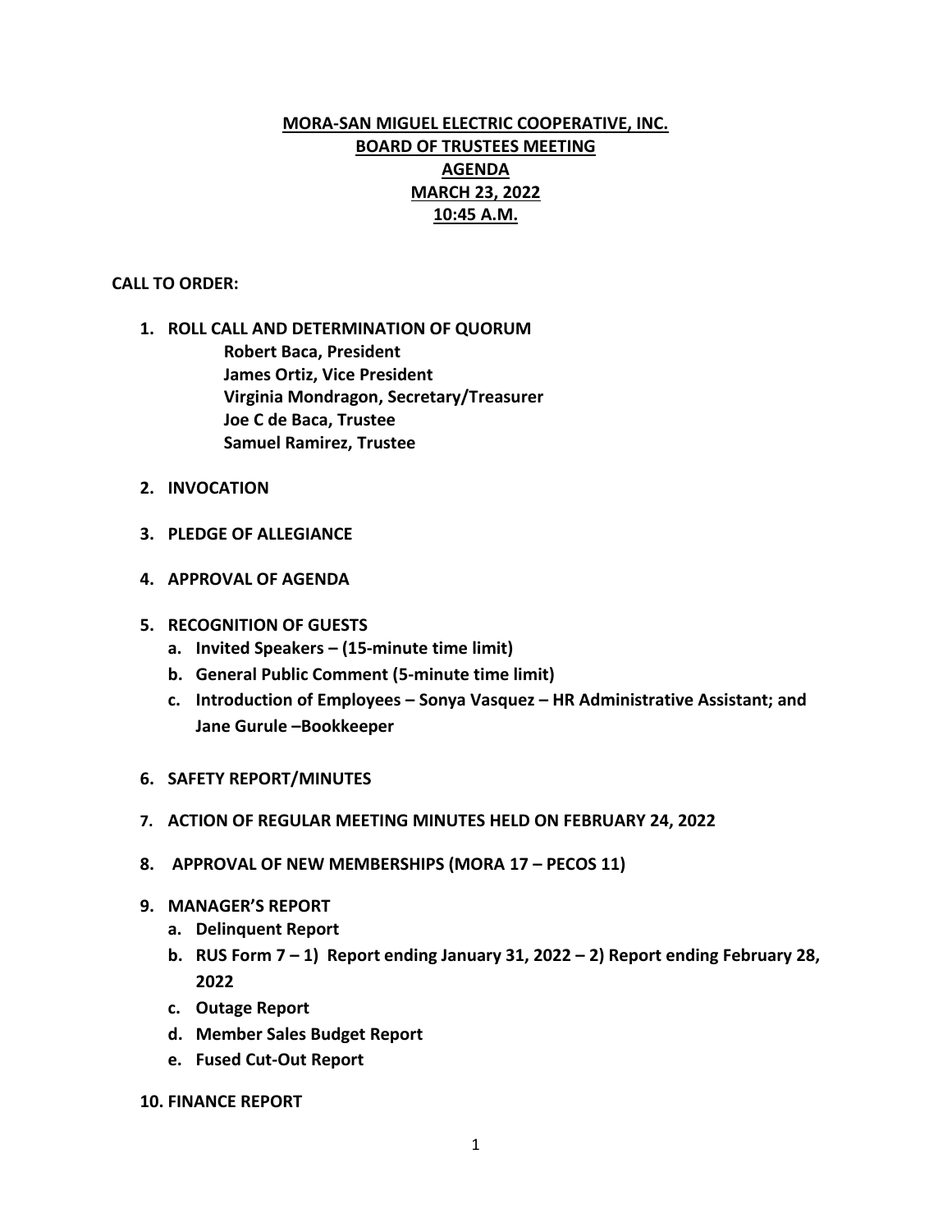# MORA-SAN MIGUEL ELECTRIC COOPERATIVE, INC.
## BOARD OF TRUSTEES MEETING
## AGENDA
## MARCH 23, 2022
## 10:45 A.M.

**CALL TO ORDER:**

1. **ROLL CALL AND DETERMINATION OF QUORUM**
   **Robert Baca, President**
   **James Ortiz, Vice President**
   **Virginia Mondragon, Secretary/Treasurer**
   **Joe C de Baca, Trustee**
   **Samuel Ramirez, Trustee**

2. **INVOCATION**

3. **PLEDGE OF ALLEGIANCE**

4. **APPROVAL OF AGENDA**

5. **RECOGNITION OF GUESTS**
   a. **Invited Speakers – (15-minute time limit)**
   b. **General Public Comment (5-minute time limit)**
   c. **Introduction of Employees – Sonya Vasquez – HR Administrative Assistant; and Jane Gurule –Bookkeeper**

6. **SAFETY REPORT/MINUTES**

7. **ACTION OF REGULAR MEETING MINUTES HELD ON FEBRUARY 24, 2022**

8. **APPROVAL OF NEW MEMBERSHIPS (MORA 17 – PECOS 11)**

9. **MANAGER'S REPORT**
   a. **Delinquent Report**
   b. **RUS Form 7 – 1) Report ending January 31, 2022 – 2) Report ending February 28, 2022**
   c. **Outage Report**
   d. **Member Sales Budget Report**
   e. **Fused Cut-Out Report**

10. **FINANCE REPORT**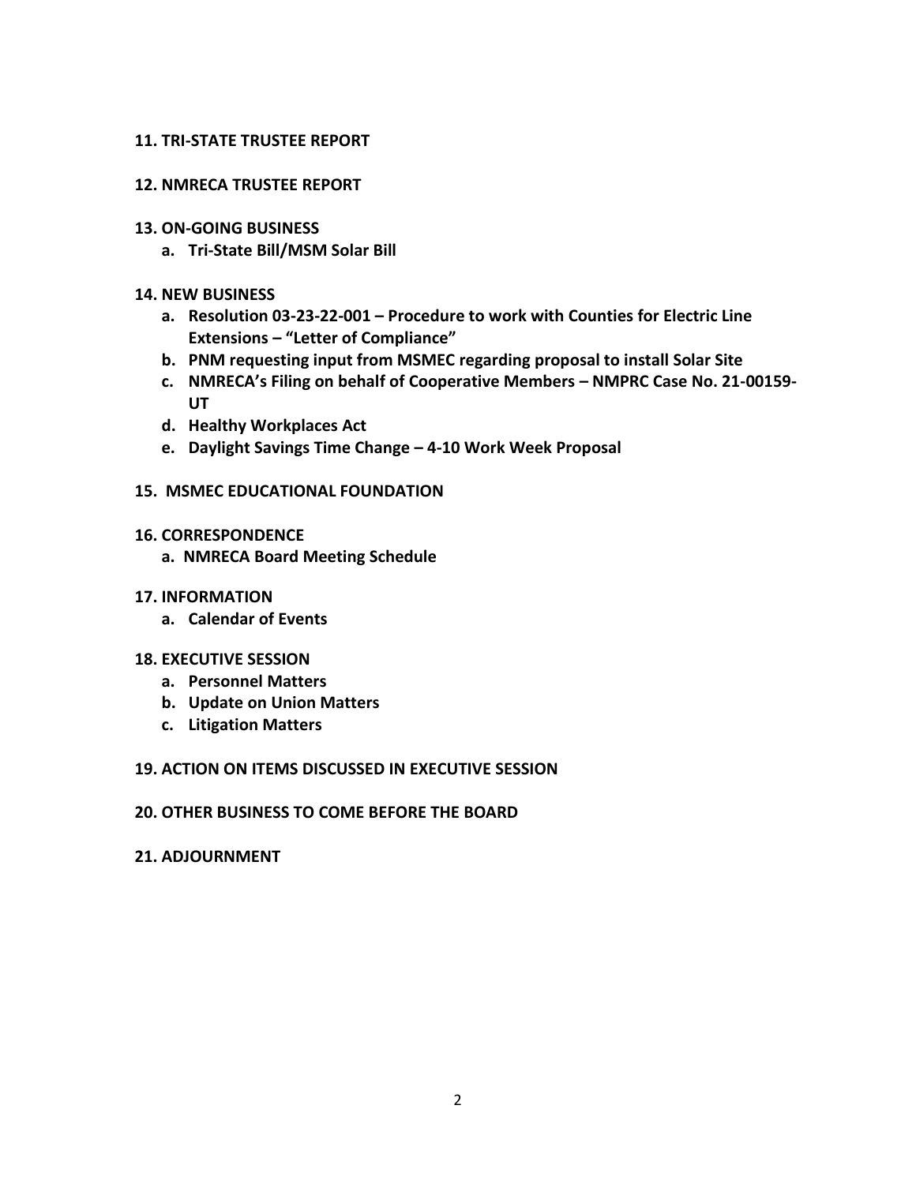**11. TRI-STATE TRUSTEE REPORT**

**12. NMRECA TRUSTEE REPORT**

**13. ON-GOING BUSINESS**

- **a. Tri-State Bill/MSM Solar Bill**

**14. NEW BUSINESS**

- **a. Resolution 03-23-22-001 – Procedure to work with Counties for Electric Line Extensions – "Letter of Compliance"**
- **b. PNM requesting input from MSMEC regarding proposal to install Solar Site**
- **c. NMRECA's Filing on behalf of Cooperative Members – NMPRC Case No. 21-00159-UT**
- **d. Healthy Workplaces Act**
- **e. Daylight Savings Time Change – 4-10 Work Week Proposal**

**15. MSMEC EDUCATIONAL FOUNDATION**

**16. CORRESPONDENCE**

- **a. NMRECA Board Meeting Schedule**

**17. INFORMATION**

- **a. Calendar of Events**

**18. EXECUTIVE SESSION**

- **a. Personnel Matters**
- **b. Update on Union Matters**
- **c. Litigation Matters**

**19. ACTION ON ITEMS DISCUSSED IN EXECUTIVE SESSION**

**20. OTHER BUSINESS TO COME BEFORE THE BOARD**

**21. ADJOURNMENT**